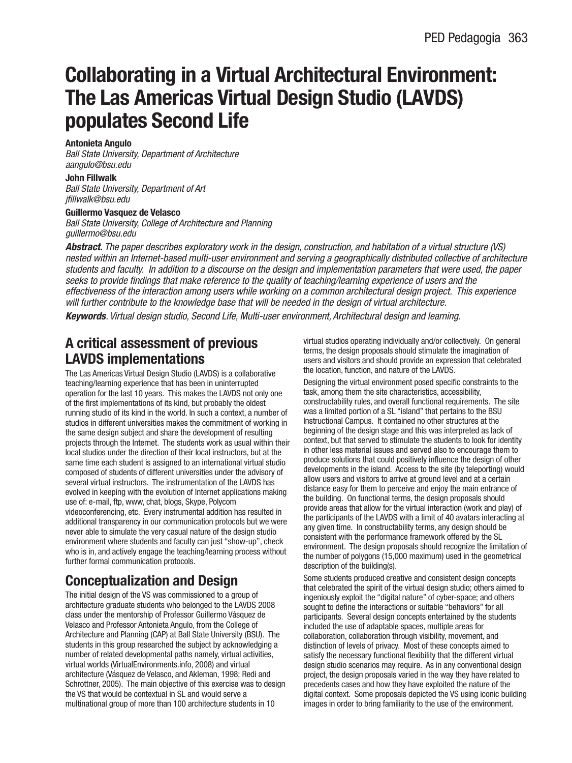# Collaborating in a Virtual Architectural Environment: The Las Americas Virtual Design Studio (LAVDS) populates Second Life

**Antonieta Angulo**
*Ball State University, Department of Architecture*
*aangulo@bsu.edu*

**John Fillwalk**
*Ball State University, Department of Art*
*jfillwalk@bsu.edu*

**Guillermo Vasquez de Velasco**
*Ball State University, College of Architecture and Planning*
*guillermo@bsu.edu*

***Abstract.*** *The paper describes exploratory work in the design, construction, and habitation of a virtual structure (VS) nested within an Internet-based multi-user environment and serving a geographically distributed collective of architecture students and faculty. In addition to a discourse on the design and implementation parameters that were used, the paper seeks to provide findings that make reference to the quality of teaching/learning experience of users and the effectiveness of the interaction among users while working on a common architectural design project. This experience will further contribute to the knowledge base that will be needed in the design of virtual architecture.*

***Keywords****. Virtual design studio, Second Life, Multi-user environment, Architectural design and learning.*

## A critical assessment of previous LAVDS implementations

The Las Americas Virtual Design Studio (LAVDS) is a collaborative teaching/learning experience that has been in uninterrupted operation for the last 10 years. This makes the LAVDS not only one of the first implementations of its kind, but probably the oldest running studio of its kind in the world. In such a context, a number of studios in different universities makes the commitment of working in the same design subject and share the development of resulting projects through the Internet. The students work as usual within their local studios under the direction of their local instructors, but at the same time each student is assigned to an international virtual studio composed of students of different universities under the advisory of several virtual instructors. The instrumentation of the LAVDS has evolved in keeping with the evolution of Internet applications making use of: e-mail, ftp, www, chat, blogs, Skype, Polycom videoconferencing, etc. Every instrumental addition has resulted in additional transparency in our communication protocols but we were never able to simulate the very casual nature of the design studio environment where students and faculty can just "show-up", check who is in, and actively engage the teaching/learning process without further formal communication protocols.

## Conceptualization and Design

The initial design of the VS was commissioned to a group of architecture graduate students who belonged to the LAVDS 2008 class under the mentorship of Professor Guillermo Vásquez de Velasco and Professor Antonieta Angulo, from the College of Architecture and Planning (CAP) at Ball State University (BSU). The students in this group researched the subject by acknowledging a number of related developmental paths namely, virtual activities, virtual worlds (VirtualEnvironments.info, 2008) and virtual architecture (Vásquez de Velasco, and Akleman, 1998; Redi and Schrottner, 2005). The main objective of this exercise was to design the VS that would be contextual in SL and would serve a multinational group of more than 100 architecture students in 10 virtual studios operating individually and/or collectively. On general terms, the design proposals should stimulate the imagination of users and visitors and should provide an expression that celebrated the location, function, and nature of the LAVDS.

Designing the virtual environment posed specific constraints to the task, among them the site characteristics, accessibility, constructability rules, and overall functional requirements. The site was a limited portion of a SL "island" that pertains to the BSU Instructional Campus. It contained no other structures at the beginning of the design stage and this was interpreted as lack of context, but that served to stimulate the students to look for identity in other less material issues and served also to encourage them to produce solutions that could positively influence the design of other developments in the island. Access to the site (by teleporting) would allow users and visitors to arrive at ground level and at a certain distance easy for them to perceive and enjoy the main entrance of the building. On functional terms, the design proposals should provide areas that allow for the virtual interaction (work and play) of the participants of the LAVDS with a limit of 40 avatars interacting at any given time. In constructability terms, any design should be consistent with the performance framework offered by the SL environment. The design proposals should recognize the limitation of the number of polygons (15,000 maximum) used in the geometrical description of the building(s).

Some students produced creative and consistent design concepts that celebrated the spirit of the virtual design studio; others aimed to ingeniously exploit the "digital nature" of cyber-space; and others sought to define the interactions or suitable "behaviors" for all participants. Several design concepts entertained by the students included the use of adaptable spaces, multiple areas for collaboration, collaboration through visibility, movement, and distinction of levels of privacy. Most of these concepts aimed to satisfy the necessary functional flexibility that the different virtual design studio scenarios may require. As in any conventional design project, the design proposals varied in the way they have related to precedents cases and how they have exploited the nature of the digital context. Some proposals depicted the VS using iconic building images in order to bring familiarity to the use of the environment.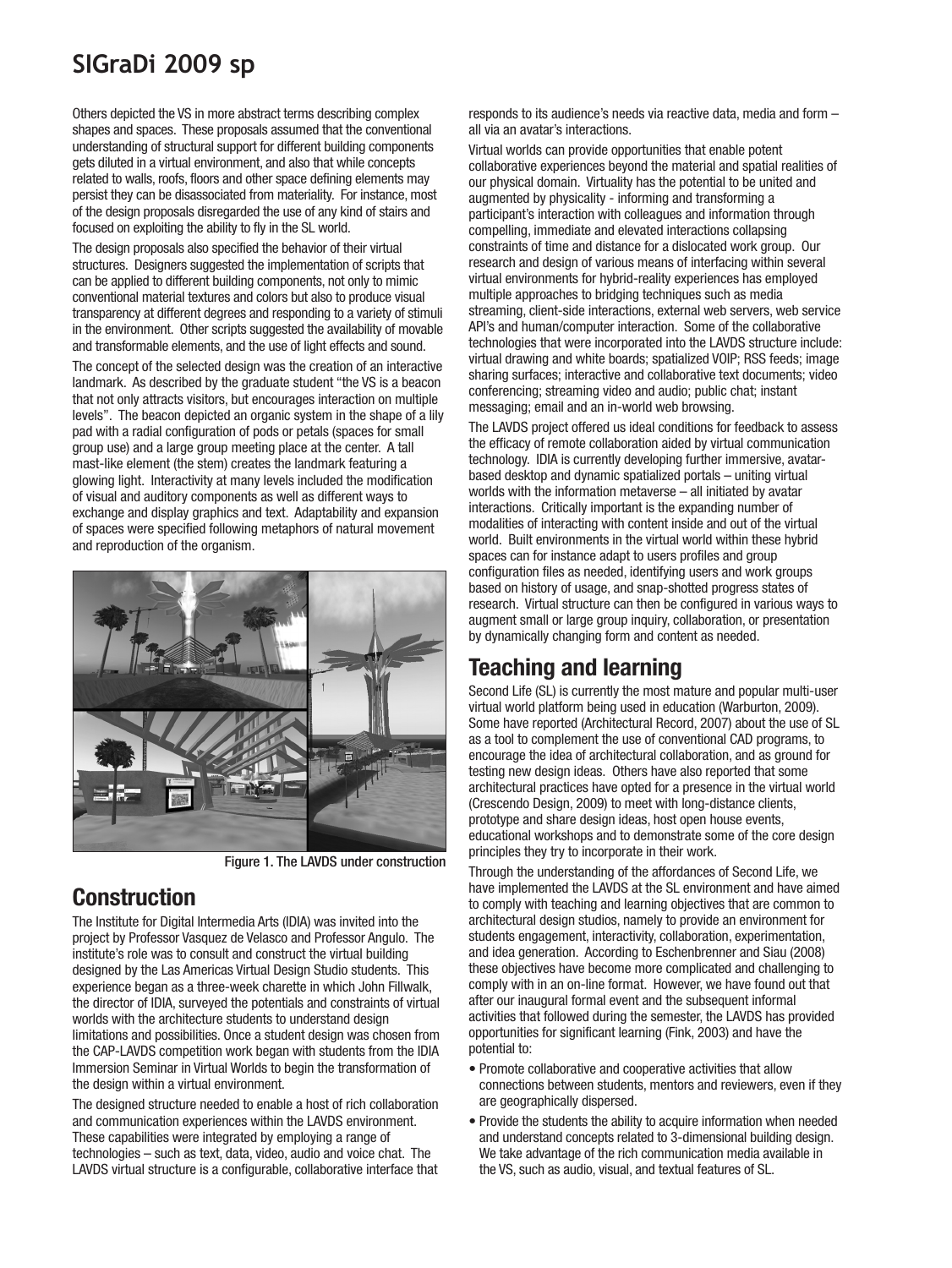Others depicted the VS in more abstract terms describing complex shapes and spaces. These proposals assumed that the conventional understanding of structural support for different building components gets diluted in a virtual environment, and also that while concepts related to walls, roofs, floors and other space defining elements may persist they can be disassociated from materiality. For instance, most of the design proposals disregarded the use of any kind of stairs and focused on exploiting the ability to fly in the SL world.

The design proposals also specified the behavior of their virtual structures. Designers suggested the implementation of scripts that can be applied to different building components, not only to mimic conventional material textures and colors but also to produce visual transparency at different degrees and responding to a variety of stimuli in the environment. Other scripts suggested the availability of movable and transformable elements, and the use of light effects and sound.

The concept of the selected design was the creation of an interactive landmark. As described by the graduate student "the VS is a beacon that not only attracts visitors, but encourages interaction on multiple levels". The beacon depicted an organic system in the shape of a lily pad with a radial configuration of pods or petals (spaces for small group use) and a large group meeting place at the center. A tall mast-like element (the stem) creates the landmark featuring a glowing light. Interactivity at many levels included the modification of visual and auditory components as well as different ways to exchange and display graphics and text. Adaptability and expansion of spaces were specified following metaphors of natural movement and reproduction of the organism.

Figure 1. The LAVDS under construction

## Construction

The Institute for Digital Intermedia Arts (IDIA) was invited into the project by Professor Vasquez de Velasco and Professor Angulo. The institute's role was to consult and construct the virtual building designed by the Las Americas Virtual Design Studio students. This experience began as a three-week charette in which John Fillwalk, the director of IDIA, surveyed the potentials and constraints of virtual worlds with the architecture students to understand design limitations and possibilities. Once a student design was chosen from the CAP-LAVDS competition work began with students from the IDIA Immersion Seminar in Virtual Worlds to begin the transformation of the design within a virtual environment.

The designed structure needed to enable a host of rich collaboration and communication experiences within the LAVDS environment. These capabilities were integrated by employing a range of technologies – such as text, data, video, audio and voice chat. The LAVDS virtual structure is a configurable, collaborative interface that responds to its audience's needs via reactive data, media and form – all via an avatar's interactions.

Virtual worlds can provide opportunities that enable potent collaborative experiences beyond the material and spatial realities of our physical domain. Virtuality has the potential to be united and augmented by physicality - informing and transforming a participant's interaction with colleagues and information through compelling, immediate and elevated interactions collapsing constraints of time and distance for a dislocated work group. Our research and design of various means of interfacing within several virtual environments for hybrid-reality experiences has employed multiple approaches to bridging techniques such as media streaming, client-side interactions, external web servers, web service API's and human/computer interaction. Some of the collaborative technologies that were incorporated into the LAVDS structure include: virtual drawing and white boards; spatialized VOIP; RSS feeds; image sharing surfaces; interactive and collaborative text documents; video conferencing; streaming video and audio; public chat; instant messaging; email and an in-world web browsing.

The LAVDS project offered us ideal conditions for feedback to assess the efficacy of remote collaboration aided by virtual communication technology. IDIA is currently developing further immersive, avatar-based desktop and dynamic spatialized portals – uniting virtual worlds with the information metaverse – all initiated by avatar interactions. Critically important is the expanding number of modalities of interacting with content inside and out of the virtual world. Built environments in the virtual world within these hybrid spaces can for instance adapt to users profiles and group configuration files as needed, identifying users and work groups based on history of usage, and snap-shotted progress states of research. Virtual structure can then be configured in various ways to augment small or large group inquiry, collaboration, or presentation by dynamically changing form and content as needed.

## Teaching and learning

Second Life (SL) is currently the most mature and popular multi-user virtual world platform being used in education (Warburton, 2009). Some have reported (Architectural Record, 2007) about the use of SL as a tool to complement the use of conventional CAD programs, to encourage the idea of architectural collaboration, and as ground for testing new design ideas. Others have also reported that some architectural practices have opted for a presence in the virtual world (Crescendo Design, 2009) to meet with long-distance clients, prototype and share design ideas, host open house events, educational workshops and to demonstrate some of the core design principles they try to incorporate in their work.

Through the understanding of the affordances of Second Life, we have implemented the LAVDS at the SL environment and have aimed to comply with teaching and learning objectives that are common to architectural design studios, namely to provide an environment for students engagement, interactivity, collaboration, experimentation, and idea generation. According to Eschenbrenner and Siau (2008) these objectives have become more complicated and challenging to comply with in an on-line format. However, we have found out that after our inaugural formal event and the subsequent informal activities that followed during the semester, the LAVDS has provided opportunities for significant learning (Fink, 2003) and have the potential to:

- Promote collaborative and cooperative activities that allow connections between students, mentors and reviewers, even if they are geographically dispersed.
- Provide the students the ability to acquire information when needed and understand concepts related to 3-dimensional building design. We take advantage of the rich communication media available in the VS, such as audio, visual, and textual features of SL.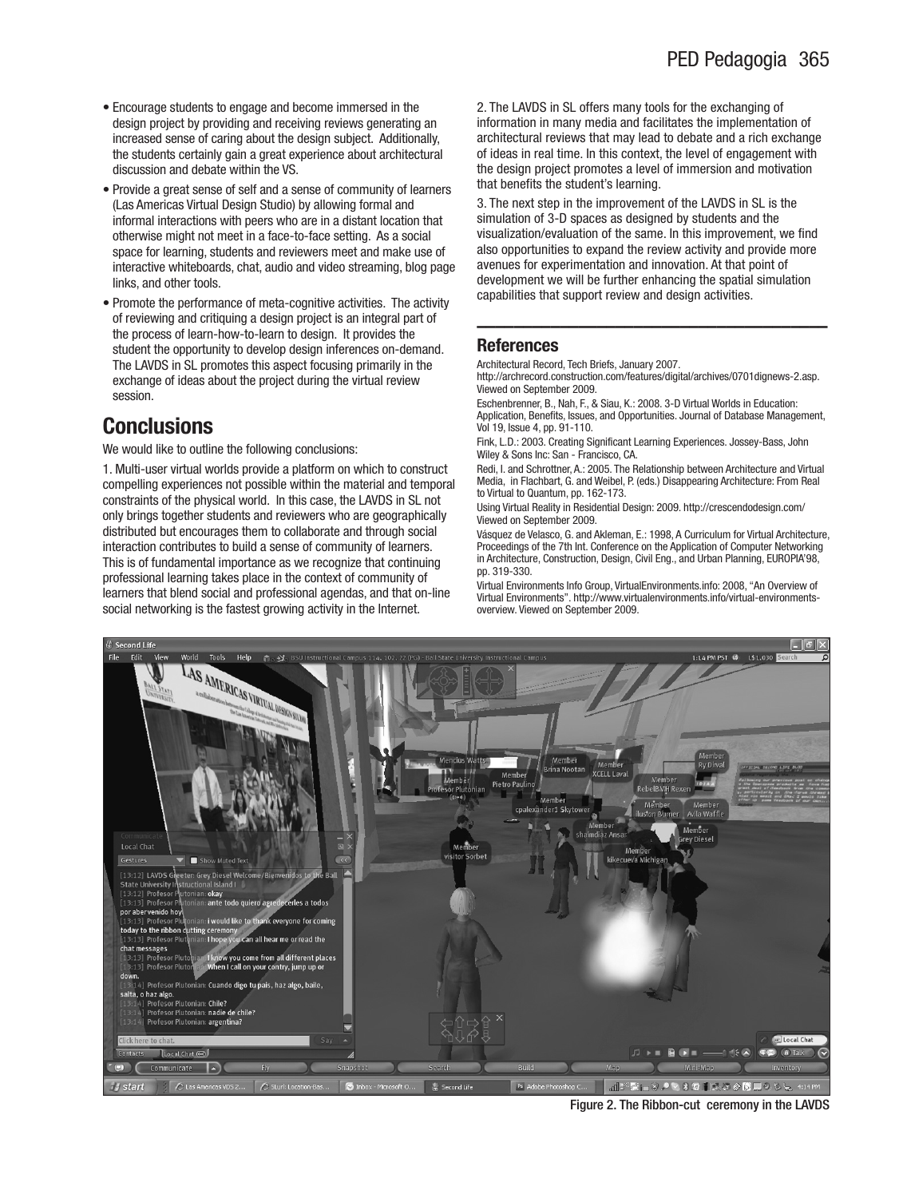- Encourage students to engage and become immersed in the design project by providing and receiving reviews generating an increased sense of caring about the design subject. Additionally, the students certainly gain a great experience about architectural discussion and debate within the VS.
- Provide a great sense of self and a sense of community of learners (Las Americas Virtual Design Studio) by allowing formal and informal interactions with peers who are in a distant location that otherwise might not meet in a face-to-face setting. As a social space for learning, students and reviewers meet and make use of interactive whiteboards, chat, audio and video streaming, blog page links, and other tools.
- Promote the performance of meta-cognitive activities. The activity of reviewing and critiquing a design project is an integral part of the process of learn-how-to-learn to design. It provides the student the opportunity to develop design inferences on-demand. The LAVDS in SL promotes this aspect focusing primarily in the exchange of ideas about the project during the virtual review session.

## Conclusions

We would like to outline the following conclusions:

1. Multi-user virtual worlds provide a platform on which to construct compelling experiences not possible within the material and temporal constraints of the physical world. In this case, the LAVDS in SL not only brings together students and reviewers who are geographically distributed but encourages them to collaborate and through social interaction contributes to build a sense of community of learners. This is of fundamental importance as we recognize that continuing professional learning takes place in the context of community of learners that blend social and professional agendas, and that on-line social networking is the fastest growing activity in the Internet.

2. The LAVDS in SL offers many tools for the exchanging of information in many media and facilitates the implementation of architectural reviews that may lead to debate and a rich exchange of ideas in real time. In this context, the level of engagement with the design project promotes a level of immersion and motivation that benefits the student's learning.

3. The next step in the improvement of the LAVDS in SL is the simulation of 3-D spaces as designed by students and the visualization/evaluation of the same. In this improvement, we find also opportunities to expand the review activity and provide more avenues for experimentation and innovation. At that point of development we will be further enhancing the spatial simulation capabilities that support review and design activities.

## References

Architectural Record, Tech Briefs, January 2007. http://archrecord.construction.com/features/digital/archives/0701dignews-2.asp. Viewed on September 2009.

Eschenbrenner, B., Nah, F., & Siau, K.: 2008. 3-D Virtual Worlds in Education: Application, Benefits, Issues, and Opportunities. Journal of Database Management, Vol 19, Issue 4, pp. 91-110.

Fink, L.D.: 2003. Creating Significant Learning Experiences. Jossey-Bass, John Wiley & Sons Inc: San - Francisco, CA.

Redi, I. and Schrottner, A.: 2005. The Relationship between Architecture and Virtual Media, in Flachbart, G. and Weibel, P. (eds.) Disappearing Architecture: From Real to Virtual to Quantum, pp. 162-173.

Using Virtual Reality in Residential Design: 2009. http://crescendodesign.com/ Viewed on September 2009.

Vásquez de Velasco, G. and Akleman, E.: 1998, A Curriculum for Virtual Architecture, Proceedings of the 7th Int. Conference on the Application of Computer Networking in Architecture, Construction, Design, Civil Eng., and Urban Planning, EUROPIA'98, pp. 319-330.

Virtual Environments Info Group, VirtualEnvironments.info: 2008, "An Overview of Virtual Environments". http://www.virtualenvironments.info/virtual-environments-overview. Viewed on September 2009.

Figure 2. The Ribbon-cut ceremony in the LAVDS